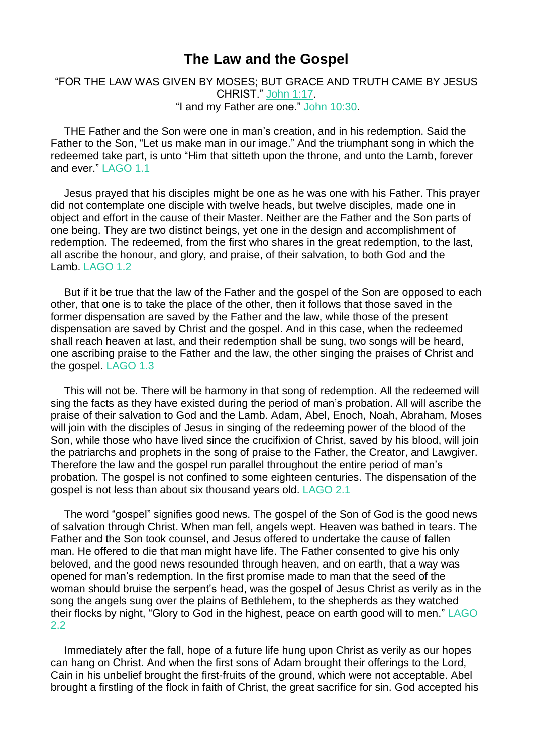# The Law and the Gospel

"FOR THE LAW WAS GIVEN BY MOSES; BUT GRACE AND TRUTH CAME BY JESUS CHRIST." John 1:17.
"I and my Father are one." John 10:30.

THE Father and the Son were one in man's creation, and in his redemption. Said the Father to the Son, "Let us make man in our image." And the triumphant song in which the redeemed take part, is unto "Him that sitteth upon the throne, and unto the Lamb, forever and ever." LAGO 1.1

Jesus prayed that his disciples might be one as he was one with his Father. This prayer did not contemplate one disciple with twelve heads, but twelve disciples, made one in object and effort in the cause of their Master. Neither are the Father and the Son parts of one being. They are two distinct beings, yet one in the design and accomplishment of redemption. The redeemed, from the first who shares in the great redemption, to the last, all ascribe the honour, and glory, and praise, of their salvation, to both God and the Lamb. LAGO 1.2

But if it be true that the law of the Father and the gospel of the Son are opposed to each other, that one is to take the place of the other, then it follows that those saved in the former dispensation are saved by the Father and the law, while those of the present dispensation are saved by Christ and the gospel. And in this case, when the redeemed shall reach heaven at last, and their redemption shall be sung, two songs will be heard, one ascribing praise to the Father and the law, the other singing the praises of Christ and the gospel. LAGO 1.3

This will not be. There will be harmony in that song of redemption. All the redeemed will sing the facts as they have existed during the period of man's probation. All will ascribe the praise of their salvation to God and the Lamb. Adam, Abel, Enoch, Noah, Abraham, Moses will join with the disciples of Jesus in singing of the redeeming power of the blood of the Son, while those who have lived since the crucifixion of Christ, saved by his blood, will join the patriarchs and prophets in the song of praise to the Father, the Creator, and Lawgiver. Therefore the law and the gospel run parallel throughout the entire period of man's probation. The gospel is not confined to some eighteen centuries. The dispensation of the gospel is not less than about six thousand years old. LAGO 2.1

The word "gospel" signifies good news. The gospel of the Son of God is the good news of salvation through Christ. When man fell, angels wept. Heaven was bathed in tears. The Father and the Son took counsel, and Jesus offered to undertake the cause of fallen man. He offered to die that man might have life. The Father consented to give his only beloved, and the good news resounded through heaven, and on earth, that a way was opened for man's redemption. In the first promise made to man that the seed of the woman should bruise the serpent's head, was the gospel of Jesus Christ as verily as in the song the angels sung over the plains of Bethlehem, to the shepherds as they watched their flocks by night, "Glory to God in the highest, peace on earth good will to men." LAGO 2.2

Immediately after the fall, hope of a future life hung upon Christ as verily as our hopes can hang on Christ. And when the first sons of Adam brought their offerings to the Lord, Cain in his unbelief brought the first-fruits of the ground, which were not acceptable. Abel brought a firstling of the flock in faith of Christ, the great sacrifice for sin. God accepted his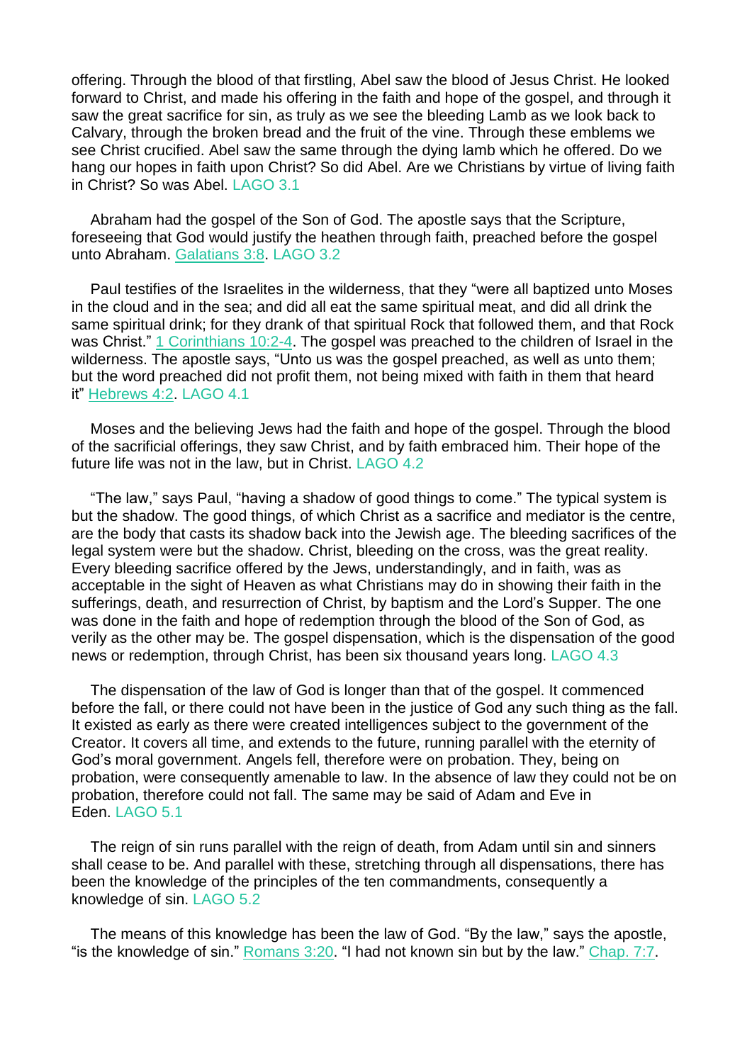offering. Through the blood of that firstling, Abel saw the blood of Jesus Christ. He looked forward to Christ, and made his offering in the faith and hope of the gospel, and through it saw the great sacrifice for sin, as truly as we see the bleeding Lamb as we look back to Calvary, through the broken bread and the fruit of the vine. Through these emblems we see Christ crucified. Abel saw the same through the dying lamb which he offered. Do we hang our hopes in faith upon Christ? So did Abel. Are we Christians by virtue of living faith in Christ? So was Abel. LAGO 3.1

Abraham had the gospel of the Son of God. The apostle says that the Scripture, foreseeing that God would justify the heathen through faith, preached before the gospel unto Abraham. Galatians 3:8. LAGO 3.2

Paul testifies of the Israelites in the wilderness, that they "were all baptized unto Moses in the cloud and in the sea; and did all eat the same spiritual meat, and did all drink the same spiritual drink; for they drank of that spiritual Rock that followed them, and that Rock was Christ." 1 Corinthians 10:2-4. The gospel was preached to the children of Israel in the wilderness. The apostle says, "Unto us was the gospel preached, as well as unto them; but the word preached did not profit them, not being mixed with faith in them that heard it" Hebrews 4:2. LAGO 4.1

Moses and the believing Jews had the faith and hope of the gospel. Through the blood of the sacrificial offerings, they saw Christ, and by faith embraced him. Their hope of the future life was not in the law, but in Christ. LAGO 4.2

"The law," says Paul, "having a shadow of good things to come." The typical system is but the shadow. The good things, of which Christ as a sacrifice and mediator is the centre, are the body that casts its shadow back into the Jewish age. The bleeding sacrifices of the legal system were but the shadow. Christ, bleeding on the cross, was the great reality. Every bleeding sacrifice offered by the Jews, understandingly, and in faith, was as acceptable in the sight of Heaven as what Christians may do in showing their faith in the sufferings, death, and resurrection of Christ, by baptism and the Lord's Supper. The one was done in the faith and hope of redemption through the blood of the Son of God, as verily as the other may be. The gospel dispensation, which is the dispensation of the good news or redemption, through Christ, has been six thousand years long. LAGO 4.3

The dispensation of the law of God is longer than that of the gospel. It commenced before the fall, or there could not have been in the justice of God any such thing as the fall. It existed as early as there were created intelligences subject to the government of the Creator. It covers all time, and extends to the future, running parallel with the eternity of God's moral government. Angels fell, therefore were on probation. They, being on probation, were consequently amenable to law. In the absence of law they could not be on probation, therefore could not fall. The same may be said of Adam and Eve in Eden. LAGO 5.1

The reign of sin runs parallel with the reign of death, from Adam until sin and sinners shall cease to be. And parallel with these, stretching through all dispensations, there has been the knowledge of the principles of the ten commandments, consequently a knowledge of sin. LAGO 5.2

The means of this knowledge has been the law of God. "By the law," says the apostle, "is the knowledge of sin." Romans 3:20. "I had not known sin but by the law." Chap. 7:7.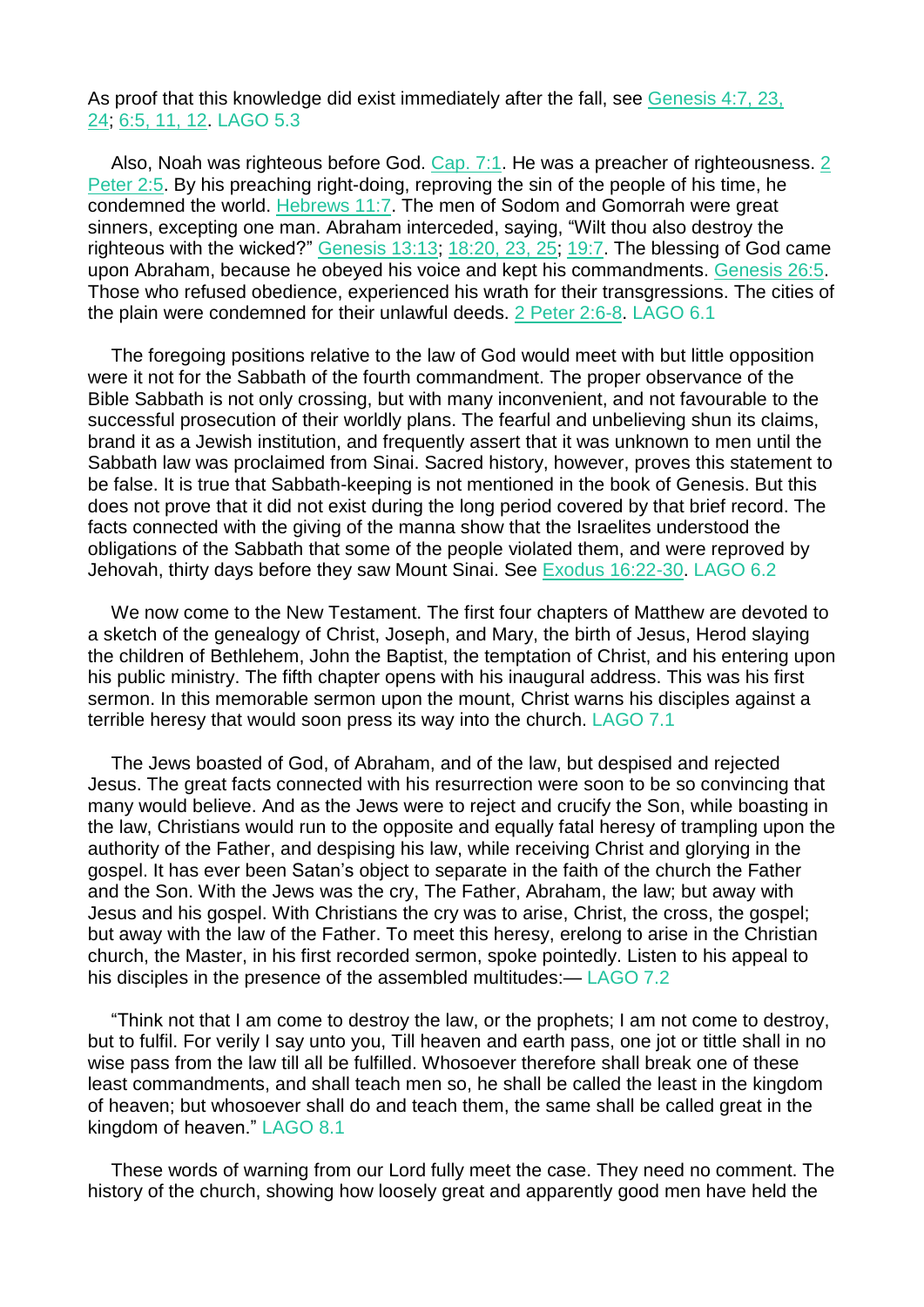As proof that this knowledge did exist immediately after the fall, see Genesis 4:7, 23, 24; 6:5, 11, 12. LAGO 5.3

Also, Noah was righteous before God. Cap. 7:1. He was a preacher of righteousness. 2 Peter 2:5. By his preaching right-doing, reproving the sin of the people of his time, he condemned the world. Hebrews 11:7. The men of Sodom and Gomorrah were great sinners, excepting one man. Abraham interceded, saying, “Wilt thou also destroy the righteous with the wicked?” Genesis 13:13; 18:20, 23, 25; 19:7. The blessing of God came upon Abraham, because he obeyed his voice and kept his commandments. Genesis 26:5. Those who refused obedience, experienced his wrath for their transgressions. The cities of the plain were condemned for their unlawful deeds. 2 Peter 2:6-8. LAGO 6.1

The foregoing positions relative to the law of God would meet with but little opposition were it not for the Sabbath of the fourth commandment. The proper observance of the Bible Sabbath is not only crossing, but with many inconvenient, and not favourable to the successful prosecution of their worldly plans. The fearful and unbelieving shun its claims, brand it as a Jewish institution, and frequently assert that it was unknown to men until the Sabbath law was proclaimed from Sinai. Sacred history, however, proves this statement to be false. It is true that Sabbath-keeping is not mentioned in the book of Genesis. But this does not prove that it did not exist during the long period covered by that brief record. The facts connected with the giving of the manna show that the Israelites understood the obligations of the Sabbath that some of the people violated them, and were reproved by Jehovah, thirty days before they saw Mount Sinai. See Exodus 16:22-30. LAGO 6.2

We now come to the New Testament. The first four chapters of Matthew are devoted to a sketch of the genealogy of Christ, Joseph, and Mary, the birth of Jesus, Herod slaying the children of Bethlehem, John the Baptist, the temptation of Christ, and his entering upon his public ministry. The fifth chapter opens with his inaugural address. This was his first sermon. In this memorable sermon upon the mount, Christ warns his disciples against a terrible heresy that would soon press its way into the church. LAGO 7.1

The Jews boasted of God, of Abraham, and of the law, but despised and rejected Jesus. The great facts connected with his resurrection were soon to be so convincing that many would believe. And as the Jews were to reject and crucify the Son, while boasting in the law, Christians would run to the opposite and equally fatal heresy of trampling upon the authority of the Father, and despising his law, while receiving Christ and glorying in the gospel. It has ever been Satan’s object to separate in the faith of the church the Father and the Son. With the Jews was the cry, The Father, Abraham, the law; but away with Jesus and his gospel. With Christians the cry was to arise, Christ, the cross, the gospel; but away with the law of the Father. To meet this heresy, erelong to arise in the Christian church, the Master, in his first recorded sermon, spoke pointedly. Listen to his appeal to his disciples in the presence of the assembled multitudes:— LAGO 7.2

“Think not that I am come to destroy the law, or the prophets; I am not come to destroy, but to fulfil. For verily I say unto you, Till heaven and earth pass, one jot or tittle shall in no wise pass from the law till all be fulfilled. Whosoever therefore shall break one of these least commandments, and shall teach men so, he shall be called the least in the kingdom of heaven; but whosoever shall do and teach them, the same shall be called great in the kingdom of heaven.” LAGO 8.1

These words of warning from our Lord fully meet the case. They need no comment. The history of the church, showing how loosely great and apparently good men have held the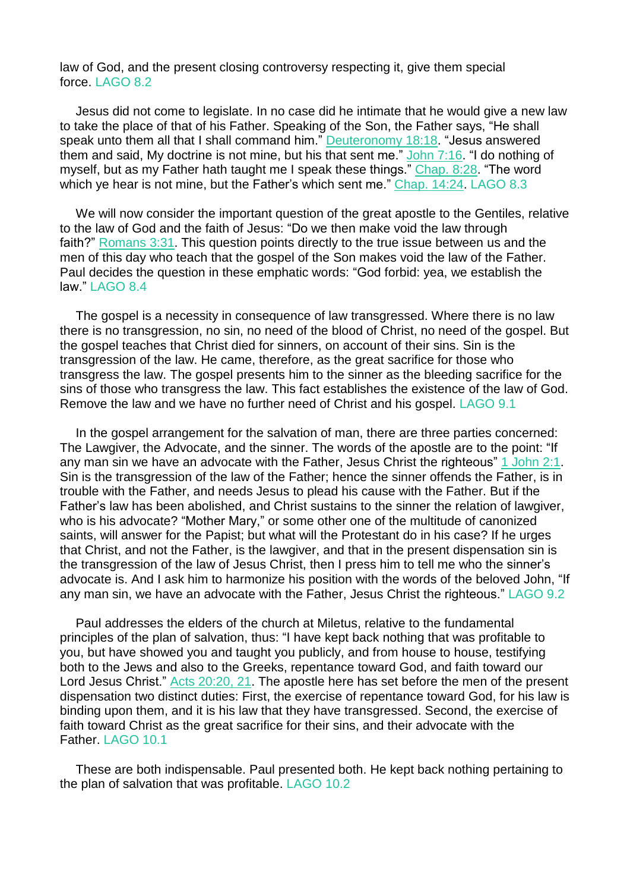law of God, and the present closing controversy respecting it, give them special force. LAGO 8.2

Jesus did not come to legislate. In no case did he intimate that he would give a new law to take the place of that of his Father. Speaking of the Son, the Father says, "He shall speak unto them all that I shall command him." Deuteronomy 18:18. "Jesus answered them and said, My doctrine is not mine, but his that sent me." John 7:16. "I do nothing of myself, but as my Father hath taught me I speak these things." Chap. 8:28. "The word which ye hear is not mine, but the Father's which sent me." Chap. 14:24. LAGO 8.3

We will now consider the important question of the great apostle to the Gentiles, relative to the law of God and the faith of Jesus: "Do we then make void the law through faith?" Romans 3:31. This question points directly to the true issue between us and the men of this day who teach that the gospel of the Son makes void the law of the Father. Paul decides the question in these emphatic words: "God forbid: yea, we establish the law." LAGO 8.4

The gospel is a necessity in consequence of law transgressed. Where there is no law there is no transgression, no sin, no need of the blood of Christ, no need of the gospel. But the gospel teaches that Christ died for sinners, on account of their sins. Sin is the transgression of the law. He came, therefore, as the great sacrifice for those who transgress the law. The gospel presents him to the sinner as the bleeding sacrifice for the sins of those who transgress the law. This fact establishes the existence of the law of God. Remove the law and we have no further need of Christ and his gospel. LAGO 9.1

In the gospel arrangement for the salvation of man, there are three parties concerned: The Lawgiver, the Advocate, and the sinner. The words of the apostle are to the point: "If any man sin we have an advocate with the Father, Jesus Christ the righteous" 1 John 2:1. Sin is the transgression of the law of the Father; hence the sinner offends the Father, is in trouble with the Father, and needs Jesus to plead his cause with the Father. But if the Father's law has been abolished, and Christ sustains to the sinner the relation of lawgiver, who is his advocate? "Mother Mary," or some other one of the multitude of canonized saints, will answer for the Papist; but what will the Protestant do in his case? If he urges that Christ, and not the Father, is the lawgiver, and that in the present dispensation sin is the transgression of the law of Jesus Christ, then I press him to tell me who the sinner's advocate is. And I ask him to harmonize his position with the words of the beloved John, "If any man sin, we have an advocate with the Father, Jesus Christ the righteous." LAGO 9.2

Paul addresses the elders of the church at Miletus, relative to the fundamental principles of the plan of salvation, thus: "I have kept back nothing that was profitable to you, but have showed you and taught you publicly, and from house to house, testifying both to the Jews and also to the Greeks, repentance toward God, and faith toward our Lord Jesus Christ." Acts 20:20, 21. The apostle here has set before the men of the present dispensation two distinct duties: First, the exercise of repentance toward God, for his law is binding upon them, and it is his law that they have transgressed. Second, the exercise of faith toward Christ as the great sacrifice for their sins, and their advocate with the Father. LAGO 10.1

These are both indispensable. Paul presented both. He kept back nothing pertaining to the plan of salvation that was profitable. LAGO 10.2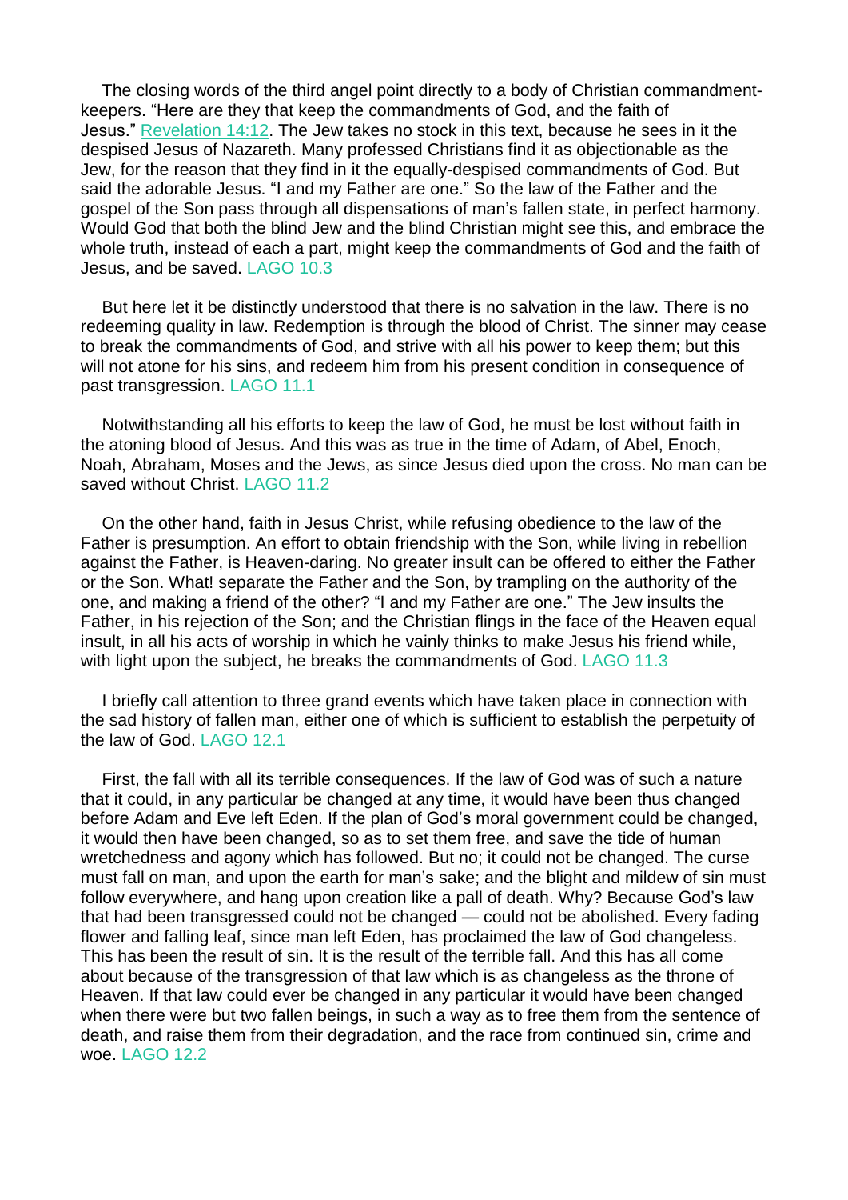The closing words of the third angel point directly to a body of Christian commandment-keepers. “Here are they that keep the commandments of God, and the faith of Jesus.” Revelation 14:12. The Jew takes no stock in this text, because he sees in it the despised Jesus of Nazareth. Many professed Christians find it as objectionable as the Jew, for the reason that they find in it the equally-despised commandments of God. But said the adorable Jesus. “I and my Father are one.” So the law of the Father and the gospel of the Son pass through all dispensations of man’s fallen state, in perfect harmony. Would God that both the blind Jew and the blind Christian might see this, and embrace the whole truth, instead of each a part, might keep the commandments of God and the faith of Jesus, and be saved. LAGO 10.3

But here let it be distinctly understood that there is no salvation in the law. There is no redeeming quality in law. Redemption is through the blood of Christ. The sinner may cease to break the commandments of God, and strive with all his power to keep them; but this will not atone for his sins, and redeem him from his present condition in consequence of past transgression. LAGO 11.1

Notwithstanding all his efforts to keep the law of God, he must be lost without faith in the atoning blood of Jesus. And this was as true in the time of Adam, of Abel, Enoch, Noah, Abraham, Moses and the Jews, as since Jesus died upon the cross. No man can be saved without Christ. LAGO 11.2

On the other hand, faith in Jesus Christ, while refusing obedience to the law of the Father is presumption. An effort to obtain friendship with the Son, while living in rebellion against the Father, is Heaven-daring. No greater insult can be offered to either the Father or the Son. What! separate the Father and the Son, by trampling on the authority of the one, and making a friend of the other? “I and my Father are one.” The Jew insults the Father, in his rejection of the Son; and the Christian flings in the face of the Heaven equal insult, in all his acts of worship in which he vainly thinks to make Jesus his friend while, with light upon the subject, he breaks the commandments of God. LAGO 11.3

I briefly call attention to three grand events which have taken place in connection with the sad history of fallen man, either one of which is sufficient to establish the perpetuity of the law of God. LAGO 12.1

First, the fall with all its terrible consequences. If the law of God was of such a nature that it could, in any particular be changed at any time, it would have been thus changed before Adam and Eve left Eden. If the plan of God’s moral government could be changed, it would then have been changed, so as to set them free, and save the tide of human wretchedness and agony which has followed. But no; it could not be changed. The curse must fall on man, and upon the earth for man’s sake; and the blight and mildew of sin must follow everywhere, and hang upon creation like a pall of death. Why? Because God’s law that had been transgressed could not be changed — could not be abolished. Every fading flower and falling leaf, since man left Eden, has proclaimed the law of God changeless. This has been the result of sin. It is the result of the terrible fall. And this has all come about because of the transgression of that law which is as changeless as the throne of Heaven. If that law could ever be changed in any particular it would have been changed when there were but two fallen beings, in such a way as to free them from the sentence of death, and raise them from their degradation, and the race from continued sin, crime and woe. LAGO 12.2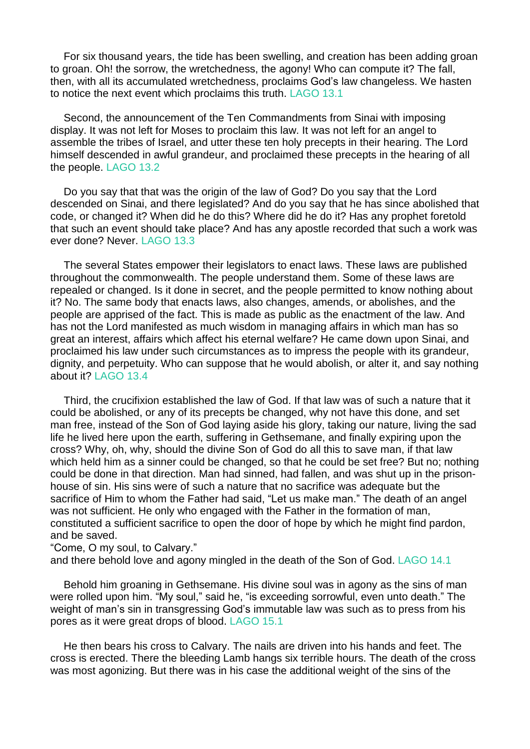For six thousand years, the tide has been swelling, and creation has been adding groan to groan. Oh! the sorrow, the wretchedness, the agony! Who can compute it? The fall, then, with all its accumulated wretchedness, proclaims God's law changeless. We hasten to notice the next event which proclaims this truth. LAGO 13.1

Second, the announcement of the Ten Commandments from Sinai with imposing display. It was not left for Moses to proclaim this law. It was not left for an angel to assemble the tribes of Israel, and utter these ten holy precepts in their hearing. The Lord himself descended in awful grandeur, and proclaimed these precepts in the hearing of all the people. LAGO 13.2

Do you say that that was the origin of the law of God? Do you say that the Lord descended on Sinai, and there legislated? And do you say that he has since abolished that code, or changed it? When did he do this? Where did he do it? Has any prophet foretold that such an event should take place? And has any apostle recorded that such a work was ever done? Never. LAGO 13.3

The several States empower their legislators to enact laws. These laws are published throughout the commonwealth. The people understand them. Some of these laws are repealed or changed. Is it done in secret, and the people permitted to know nothing about it? No. The same body that enacts laws, also changes, amends, or abolishes, and the people are apprised of the fact. This is made as public as the enactment of the law. And has not the Lord manifested as much wisdom in managing affairs in which man has so great an interest, affairs which affect his eternal welfare? He came down upon Sinai, and proclaimed his law under such circumstances as to impress the people with its grandeur, dignity, and perpetuity. Who can suppose that he would abolish, or alter it, and say nothing about it? LAGO 13.4

Third, the crucifixion established the law of God. If that law was of such a nature that it could be abolished, or any of its precepts be changed, why not have this done, and set man free, instead of the Son of God laying aside his glory, taking our nature, living the sad life he lived here upon the earth, suffering in Gethsemane, and finally expiring upon the cross? Why, oh, why, should the divine Son of God do all this to save man, if that law which held him as a sinner could be changed, so that he could be set free? But no; nothing could be done in that direction. Man had sinned, had fallen, and was shut up in the prison-house of sin. His sins were of such a nature that no sacrifice was adequate but the sacrifice of Him to whom the Father had said, "Let us make man." The death of an angel was not sufficient. He only who engaged with the Father in the formation of man, constituted a sufficient sacrifice to open the door of hope by which he might find pardon, and be saved.
"Come, O my soul, to Calvary."
and there behold love and agony mingled in the death of the Son of God. LAGO 14.1

Behold him groaning in Gethsemane. His divine soul was in agony as the sins of man were rolled upon him. "My soul," said he, "is exceeding sorrowful, even unto death." The weight of man's sin in transgressing God's immutable law was such as to press from his pores as it were great drops of blood. LAGO 15.1

He then bears his cross to Calvary. The nails are driven into his hands and feet. The cross is erected. There the bleeding Lamb hangs six terrible hours. The death of the cross was most agonizing. But there was in his case the additional weight of the sins of the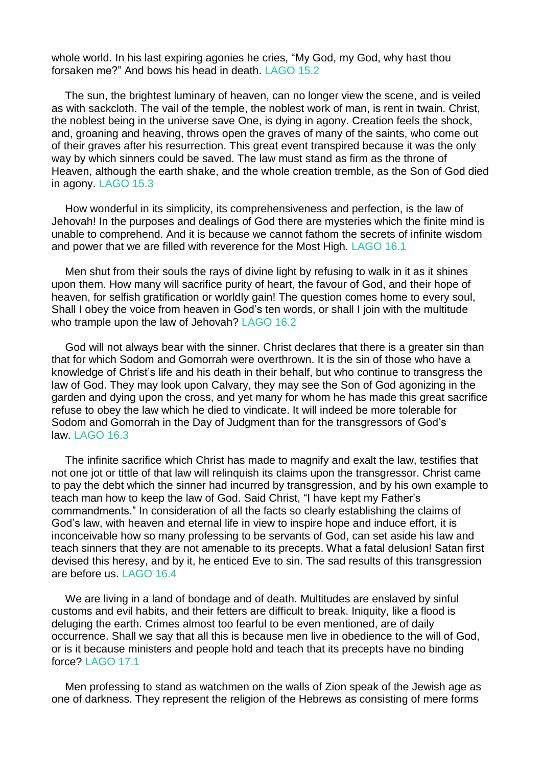whole world. In his last expiring agonies he cries, “My God, my God, why hast thou forsaken me?” And bows his head in death. LAGO 15.2

The sun, the brightest luminary of heaven, can no longer view the scene, and is veiled as with sackcloth. The vail of the temple, the noblest work of man, is rent in twain. Christ, the noblest being in the universe save One, is dying in agony. Creation feels the shock, and, groaning and heaving, throws open the graves of many of the saints, who come out of their graves after his resurrection. This great event transpired because it was the only way by which sinners could be saved. The law must stand as firm as the throne of Heaven, although the earth shake, and the whole creation tremble, as the Son of God died in agony. LAGO 15.3

How wonderful in its simplicity, its comprehensiveness and perfection, is the law of Jehovah! In the purposes and dealings of God there are mysteries which the finite mind is unable to comprehend. And it is because we cannot fathom the secrets of infinite wisdom and power that we are filled with reverence for the Most High. LAGO 16.1

Men shut from their souls the rays of divine light by refusing to walk in it as it shines upon them. How many will sacrifice purity of heart, the favour of God, and their hope of heaven, for selfish gratification or worldly gain! The question comes home to every soul, Shall I obey the voice from heaven in God’s ten words, or shall I join with the multitude who trample upon the law of Jehovah? LAGO 16.2

God will not always bear with the sinner. Christ declares that there is a greater sin than that for which Sodom and Gomorrah were overthrown. It is the sin of those who have a knowledge of Christ’s life and his death in their behalf, but who continue to transgress the law of God. They may look upon Calvary, they may see the Son of God agonizing in the garden and dying upon the cross, and yet many for whom he has made this great sacrifice refuse to obey the law which he died to vindicate. It will indeed be more tolerable for Sodom and Gomorrah in the Day of Judgment than for the transgressors of God’s law. LAGO 16.3

The infinite sacrifice which Christ has made to magnify and exalt the law, testifies that not one jot or tittle of that law will relinquish its claims upon the transgressor. Christ came to pay the debt which the sinner had incurred by transgression, and by his own example to teach man how to keep the law of God. Said Christ, “I have kept my Father’s commandments.” In consideration of all the facts so clearly establishing the claims of God’s law, with heaven and eternal life in view to inspire hope and induce effort, it is inconceivable how so many professing to be servants of God, can set aside his law and teach sinners that they are not amenable to its precepts. What a fatal delusion! Satan first devised this heresy, and by it, he enticed Eve to sin. The sad results of this transgression are before us. LAGO 16.4

We are living in a land of bondage and of death. Multitudes are enslaved by sinful customs and evil habits, and their fetters are difficult to break. Iniquity, like a flood is deluging the earth. Crimes almost too fearful to be even mentioned, are of daily occurrence. Shall we say that all this is because men live in obedience to the will of God, or is it because ministers and people hold and teach that its precepts have no binding force? LAGO 17.1

Men professing to stand as watchmen on the walls of Zion speak of the Jewish age as one of darkness. They represent the religion of the Hebrews as consisting of mere forms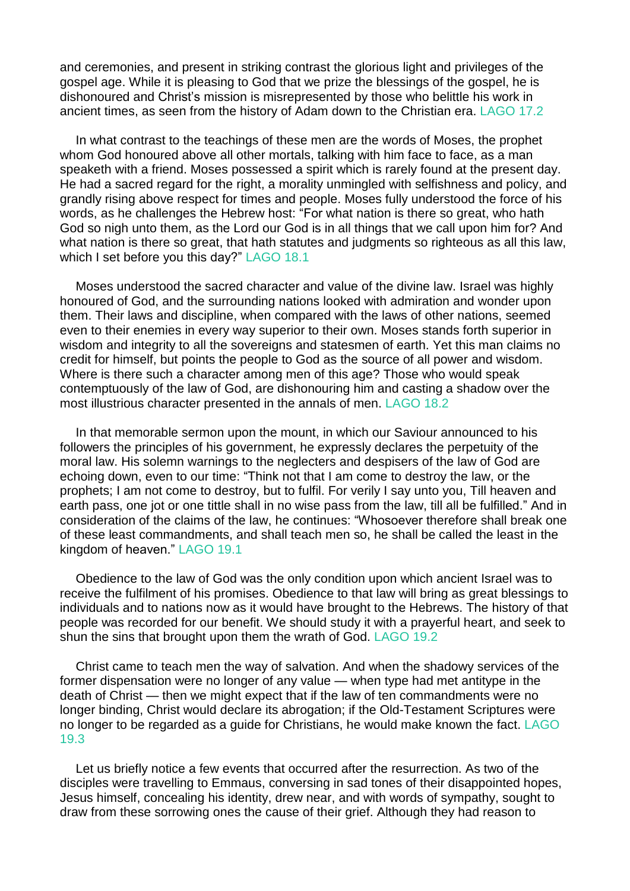and ceremonies, and present in striking contrast the glorious light and privileges of the gospel age. While it is pleasing to God that we prize the blessings of the gospel, he is dishonoured and Christ's mission is misrepresented by those who belittle his work in ancient times, as seen from the history of Adam down to the Christian era. LAGO 17.2

In what contrast to the teachings of these men are the words of Moses, the prophet whom God honoured above all other mortals, talking with him face to face, as a man speaketh with a friend. Moses possessed a spirit which is rarely found at the present day. He had a sacred regard for the right, a morality unmingled with selfishness and policy, and grandly rising above respect for times and people. Moses fully understood the force of his words, as he challenges the Hebrew host: "For what nation is there so great, who hath God so nigh unto them, as the Lord our God is in all things that we call upon him for? And what nation is there so great, that hath statutes and judgments so righteous as all this law, which I set before you this day?" LAGO 18.1

Moses understood the sacred character and value of the divine law. Israel was highly honoured of God, and the surrounding nations looked with admiration and wonder upon them. Their laws and discipline, when compared with the laws of other nations, seemed even to their enemies in every way superior to their own. Moses stands forth superior in wisdom and integrity to all the sovereigns and statesmen of earth. Yet this man claims no credit for himself, but points the people to God as the source of all power and wisdom. Where is there such a character among men of this age? Those who would speak contemptuously of the law of God, are dishonouring him and casting a shadow over the most illustrious character presented in the annals of men. LAGO 18.2

In that memorable sermon upon the mount, in which our Saviour announced to his followers the principles of his government, he expressly declares the perpetuity of the moral law. His solemn warnings to the neglecters and despisers of the law of God are echoing down, even to our time: "Think not that I am come to destroy the law, or the prophets; I am not come to destroy, but to fulfil. For verily I say unto you, Till heaven and earth pass, one jot or one tittle shall in no wise pass from the law, till all be fulfilled." And in consideration of the claims of the law, he continues: "Whosoever therefore shall break one of these least commandments, and shall teach men so, he shall be called the least in the kingdom of heaven." LAGO 19.1

Obedience to the law of God was the only condition upon which ancient Israel was to receive the fulfilment of his promises. Obedience to that law will bring as great blessings to individuals and to nations now as it would have brought to the Hebrews. The history of that people was recorded for our benefit. We should study it with a prayerful heart, and seek to shun the sins that brought upon them the wrath of God. LAGO 19.2

Christ came to teach men the way of salvation. And when the shadowy services of the former dispensation were no longer of any value — when type had met antitype in the death of Christ — then we might expect that if the law of ten commandments were no longer binding, Christ would declare its abrogation; if the Old-Testament Scriptures were no longer to be regarded as a guide for Christians, he would make known the fact. LAGO 19.3

Let us briefly notice a few events that occurred after the resurrection. As two of the disciples were travelling to Emmaus, conversing in sad tones of their disappointed hopes, Jesus himself, concealing his identity, drew near, and with words of sympathy, sought to draw from these sorrowing ones the cause of their grief. Although they had reason to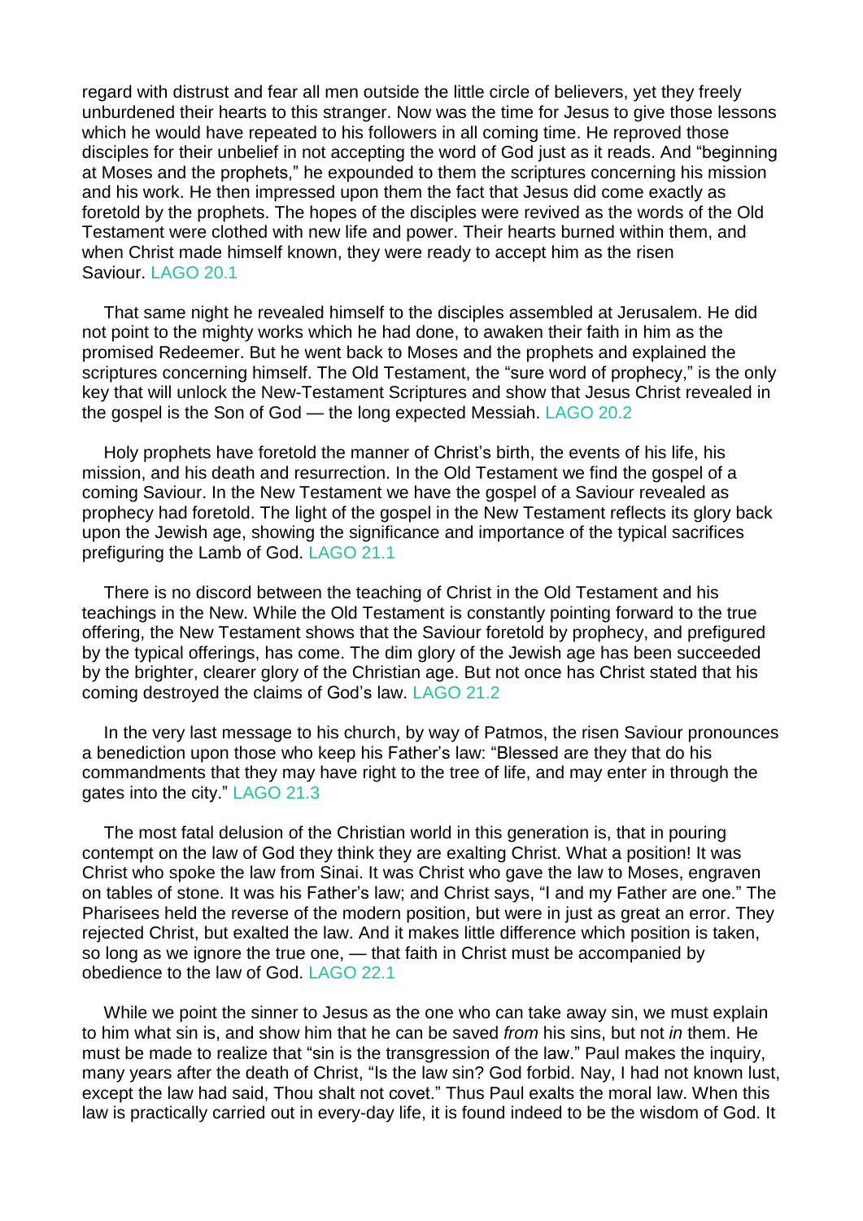regard with distrust and fear all men outside the little circle of believers, yet they freely unburdened their hearts to this stranger. Now was the time for Jesus to give those lessons which he would have repeated to his followers in all coming time. He reproved those disciples for their unbelief in not accepting the word of God just as it reads. And "beginning at Moses and the prophets," he expounded to them the scriptures concerning his mission and his work. He then impressed upon them the fact that Jesus did come exactly as foretold by the prophets. The hopes of the disciples were revived as the words of the Old Testament were clothed with new life and power. Their hearts burned within them, and when Christ made himself known, they were ready to accept him as the risen Saviour. LAGO 20.1

That same night he revealed himself to the disciples assembled at Jerusalem. He did not point to the mighty works which he had done, to awaken their faith in him as the promised Redeemer. But he went back to Moses and the prophets and explained the scriptures concerning himself. The Old Testament, the "sure word of prophecy," is the only key that will unlock the New-Testament Scriptures and show that Jesus Christ revealed in the gospel is the Son of God — the long expected Messiah. LAGO 20.2

Holy prophets have foretold the manner of Christ's birth, the events of his life, his mission, and his death and resurrection. In the Old Testament we find the gospel of a coming Saviour. In the New Testament we have the gospel of a Saviour revealed as prophecy had foretold. The light of the gospel in the New Testament reflects its glory back upon the Jewish age, showing the significance and importance of the typical sacrifices prefiguring the Lamb of God. LAGO 21.1

There is no discord between the teaching of Christ in the Old Testament and his teachings in the New. While the Old Testament is constantly pointing forward to the true offering, the New Testament shows that the Saviour foretold by prophecy, and prefigured by the typical offerings, has come. The dim glory of the Jewish age has been succeeded by the brighter, clearer glory of the Christian age. But not once has Christ stated that his coming destroyed the claims of God's law. LAGO 21.2

In the very last message to his church, by way of Patmos, the risen Saviour pronounces a benediction upon those who keep his Father's law: "Blessed are they that do his commandments that they may have right to the tree of life, and may enter in through the gates into the city." LAGO 21.3

The most fatal delusion of the Christian world in this generation is, that in pouring contempt on the law of God they think they are exalting Christ. What a position! It was Christ who spoke the law from Sinai. It was Christ who gave the law to Moses, engraven on tables of stone. It was his Father's law; and Christ says, "I and my Father are one." The Pharisees held the reverse of the modern position, but were in just as great an error. They rejected Christ, but exalted the law. And it makes little difference which position is taken, so long as we ignore the true one, — that faith in Christ must be accompanied by obedience to the law of God. LAGO 22.1

While we point the sinner to Jesus as the one who can take away sin, we must explain to him what sin is, and show him that he can be saved *from* his sins, but not *in* them. He must be made to realize that "sin is the transgression of the law." Paul makes the inquiry, many years after the death of Christ, "Is the law sin? God forbid. Nay, I had not known lust, except the law had said, Thou shalt not covet." Thus Paul exalts the moral law. When this law is practically carried out in every-day life, it is found indeed to be the wisdom of God. It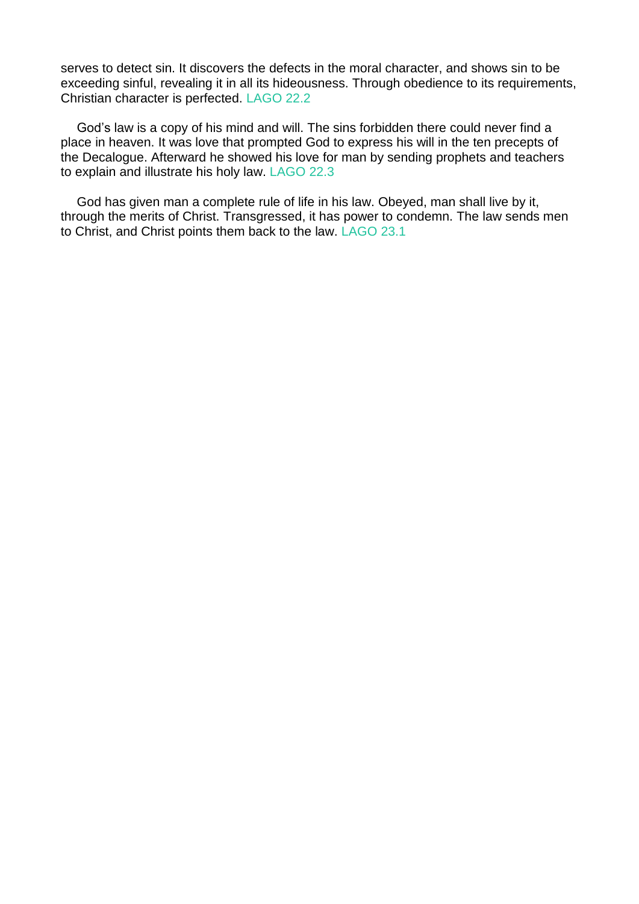serves to detect sin. It discovers the defects in the moral character, and shows sin to be exceeding sinful, revealing it in all its hideousness. Through obedience to its requirements, Christian character is perfected. LAGO 22.2

God's law is a copy of his mind and will. The sins forbidden there could never find a place in heaven. It was love that prompted God to express his will in the ten precepts of the Decalogue. Afterward he showed his love for man by sending prophets and teachers to explain and illustrate his holy law. LAGO 22.3

God has given man a complete rule of life in his law. Obeyed, man shall live by it, through the merits of Christ. Transgressed, it has power to condemn. The law sends men to Christ, and Christ points them back to the law. LAGO 23.1